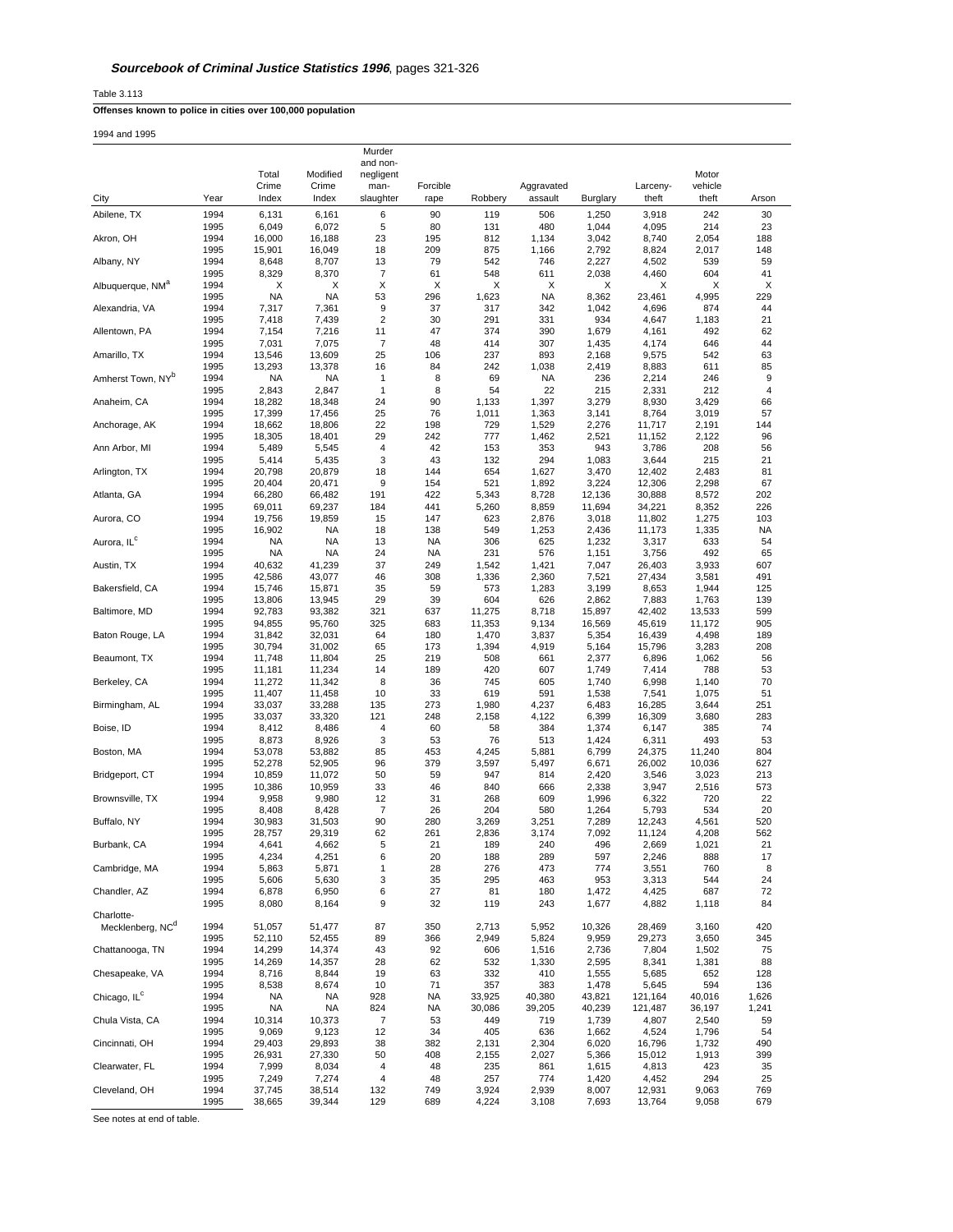***Sourcebook of Criminal Justice Statistics 1996*, pages 321-326**

Table 3.113

**Offenses known to police in cities over 100,000 population**

1994 and 1995

| City | Year | Total Crime Index | Modified Crime Index | Murder and non-negligent man-slaughter | Forcible rape | Robbery | Aggravated assault | Burglary | Larceny-theft | Motor vehicle theft | Arson |
|---|---|---|---|---|---|---|---|---|---|---|---|
| Abilene, TX | 1994 | 6,131 | 6,161 | 6 | 90 | 119 | 506 | 1,250 | 3,918 | 242 | 30 |
| | 1995 | 6,049 | 6,072 | 5 | 80 | 131 | 480 | 1,044 | 4,095 | 214 | 23 |
| Akron, OH | 1994 | 16,000 | 16,188 | 23 | 195 | 812 | 1,134 | 3,042 | 8,740 | 2,054 | 188 |
| | 1995 | 15,901 | 16,049 | 18 | 209 | 875 | 1,166 | 2,792 | 8,824 | 2,017 | 148 |
| Albany, NY | 1994 | 8,648 | 8,707 | 13 | 79 | 542 | 746 | 2,227 | 4,502 | 539 | 59 |
| | 1995 | 8,329 | 8,370 | 7 | 61 | 548 | 611 | 2,038 | 4,460 | 604 | 41 |
| Albuquerque, NM[a] | 1994 | X | X | X | X | X | X | X | X | X | X |
| | 1995 | NA | NA | 53 | 296 | 1,623 | NA | 8,362 | 23,461 | 4,995 | 229 |
| Alexandria, VA | 1994 | 7,317 | 7,361 | 9 | 37 | 317 | 342 | 1,042 | 4,696 | 874 | 44 |
| | 1995 | 7,418 | 7,439 | 2 | 30 | 291 | 331 | 934 | 4,647 | 1,183 | 21 |
| Allentown, PA | 1994 | 7,154 | 7,216 | 11 | 47 | 374 | 390 | 1,679 | 4,161 | 492 | 62 |
| | 1995 | 7,031 | 7,075 | 7 | 48 | 414 | 307 | 1,435 | 4,174 | 646 | 44 |
| Amarillo, TX | 1994 | 13,546 | 13,609 | 25 | 106 | 237 | 893 | 2,168 | 9,575 | 542 | 63 |
| | 1995 | 13,293 | 13,378 | 16 | 84 | 242 | 1,038 | 2,419 | 8,883 | 611 | 85 |
| Amherst Town, NY[b] | 1994 | NA | NA | 1 | 8 | 69 | NA | 236 | 2,214 | 246 | 9 |
| | 1995 | 2,843 | 2,847 | 1 | 8 | 54 | 22 | 215 | 2,331 | 212 | 4 |
| Anaheim, CA | 1994 | 18,282 | 18,348 | 24 | 90 | 1,133 | 1,397 | 3,279 | 8,930 | 3,429 | 66 |
| | 1995 | 17,399 | 17,456 | 25 | 76 | 1,011 | 1,363 | 3,141 | 8,764 | 3,019 | 57 |
| Anchorage, AK | 1994 | 18,662 | 18,806 | 22 | 198 | 729 | 1,529 | 2,276 | 11,717 | 2,191 | 144 |
| | 1995 | 18,305 | 18,401 | 29 | 242 | 777 | 1,462 | 2,521 | 11,152 | 2,122 | 96 |
| Ann Arbor, MI | 1994 | 5,489 | 5,545 | 4 | 42 | 153 | 353 | 943 | 3,786 | 208 | 56 |
| | 1995 | 5,414 | 5,435 | 3 | 43 | 132 | 294 | 1,083 | 3,644 | 215 | 21 |
| Arlington, TX | 1994 | 20,798 | 20,879 | 18 | 144 | 654 | 1,627 | 3,470 | 12,402 | 2,483 | 81 |
| | 1995 | 20,404 | 20,471 | 9 | 154 | 521 | 1,892 | 3,224 | 12,306 | 2,298 | 67 |
| Atlanta, GA | 1994 | 66,280 | 66,482 | 191 | 422 | 5,343 | 8,728 | 12,136 | 30,888 | 8,572 | 202 |
| | 1995 | 69,011 | 69,237 | 184 | 441 | 5,260 | 8,859 | 11,694 | 34,221 | 8,352 | 226 |
| Aurora, CO | 1994 | 19,756 | 19,859 | 15 | 147 | 623 | 2,876 | 3,018 | 11,802 | 1,275 | 103 |
| | 1995 | 16,902 | NA | 18 | 138 | 549 | 1,253 | 2,436 | 11,173 | 1,335 | NA |
| Aurora, IL[c] | 1994 | NA | NA | 13 | NA | 306 | 625 | 1,232 | 3,317 | 633 | 54 |
| | 1995 | NA | NA | 24 | NA | 231 | 576 | 1,151 | 3,756 | 492 | 65 |
| Austin, TX | 1994 | 40,632 | 41,239 | 37 | 249 | 1,542 | 1,421 | 7,047 | 26,403 | 3,933 | 607 |
| | 1995 | 42,586 | 43,077 | 46 | 308 | 1,336 | 2,360 | 7,521 | 27,434 | 3,581 | 491 |
| Bakersfield, CA | 1994 | 15,746 | 15,871 | 35 | 59 | 573 | 1,283 | 3,199 | 8,653 | 1,944 | 125 |
| | 1995 | 13,806 | 13,945 | 29 | 39 | 604 | 626 | 2,862 | 7,883 | 1,763 | 139 |
| Baltimore, MD | 1994 | 92,783 | 93,382 | 321 | 637 | 11,275 | 8,718 | 15,897 | 42,402 | 13,533 | 599 |
| | 1995 | 94,855 | 95,760 | 325 | 683 | 11,353 | 9,134 | 16,569 | 45,619 | 11,172 | 905 |
| Baton Rouge, LA | 1994 | 31,842 | 32,031 | 64 | 180 | 1,470 | 3,837 | 5,354 | 16,439 | 4,498 | 189 |
| | 1995 | 30,794 | 31,002 | 65 | 173 | 1,394 | 4,919 | 5,164 | 15,796 | 3,283 | 208 |
| Beaumont, TX | 1994 | 11,748 | 11,804 | 25 | 219 | 508 | 661 | 2,377 | 6,896 | 1,062 | 56 |
| | 1995 | 11,181 | 11,234 | 14 | 189 | 420 | 607 | 1,749 | 7,414 | 788 | 53 |
| Berkeley, CA | 1994 | 11,272 | 11,342 | 8 | 36 | 745 | 605 | 1,740 | 6,998 | 1,140 | 70 |
| | 1995 | 11,407 | 11,458 | 10 | 33 | 619 | 591 | 1,538 | 7,541 | 1,075 | 51 |
| Birmingham, AL | 1994 | 33,037 | 33,288 | 135 | 273 | 1,980 | 4,237 | 6,483 | 16,285 | 3,644 | 251 |
| | 1995 | 33,037 | 33,320 | 121 | 248 | 2,158 | 4,122 | 6,399 | 16,309 | 3,680 | 283 |
| Boise, ID | 1994 | 8,412 | 8,486 | 4 | 60 | 58 | 384 | 1,374 | 6,147 | 385 | 74 |
| | 1995 | 8,873 | 8,926 | 3 | 53 | 76 | 513 | 1,424 | 6,311 | 493 | 53 |
| Boston, MA | 1994 | 53,078 | 53,882 | 85 | 453 | 4,245 | 5,881 | 6,799 | 24,375 | 11,240 | 804 |
| | 1995 | 52,278 | 52,905 | 96 | 379 | 3,597 | 5,497 | 6,671 | 26,002 | 10,036 | 627 |
| Bridgeport, CT | 1994 | 10,859 | 11,072 | 50 | 59 | 947 | 814 | 2,420 | 3,546 | 3,023 | 213 |
| | 1995 | 10,386 | 10,959 | 33 | 46 | 840 | 666 | 2,338 | 3,947 | 2,516 | 573 |
| Brownsville, TX | 1994 | 9,958 | 9,980 | 12 | 31 | 268 | 609 | 1,996 | 6,322 | 720 | 22 |
| | 1995 | 8,408 | 8,428 | 7 | 26 | 204 | 580 | 1,264 | 5,793 | 534 | 20 |
| Buffalo, NY | 1994 | 30,983 | 31,503 | 90 | 280 | 3,269 | 3,251 | 7,289 | 12,243 | 4,561 | 520 |
| | 1995 | 28,757 | 29,319 | 62 | 261 | 2,836 | 3,174 | 7,092 | 11,124 | 4,208 | 562 |
| Burbank, CA | 1994 | 4,641 | 4,662 | 5 | 21 | 189 | 240 | 496 | 2,669 | 1,021 | 21 |
| | 1995 | 4,234 | 4,251 | 6 | 20 | 188 | 289 | 597 | 2,246 | 888 | 17 |
| Cambridge, MA | 1994 | 5,863 | 5,871 | 1 | 28 | 276 | 473 | 774 | 3,551 | 760 | 8 |
| | 1995 | 5,606 | 5,630 | 3 | 35 | 295 | 463 | 953 | 3,313 | 544 | 24 |
| Chandler, AZ | 1994 | 6,878 | 6,950 | 6 | 27 | 81 | 180 | 1,472 | 4,425 | 687 | 72 |
| | 1995 | 8,080 | 8,164 | 9 | 32 | 119 | 243 | 1,677 | 4,882 | 1,118 | 84 |
| Charlotte-Mecklenberg, NC[d] | 1994 | 51,057 | 51,477 | 87 | 350 | 2,713 | 5,952 | 10,326 | 28,469 | 3,160 | 420 |
| | 1995 | 52,110 | 52,455 | 89 | 366 | 2,949 | 5,824 | 9,959 | 29,273 | 3,650 | 345 |
| Chattanooga, TN | 1994 | 14,299 | 14,374 | 43 | 92 | 606 | 1,516 | 2,736 | 7,804 | 1,502 | 75 |
| | 1995 | 14,269 | 14,357 | 28 | 62 | 532 | 1,330 | 2,595 | 8,341 | 1,381 | 88 |
| Chesapeake, VA | 1994 | 8,716 | 8,844 | 19 | 63 | 332 | 410 | 1,555 | 5,685 | 652 | 128 |
| | 1995 | 8,538 | 8,674 | 10 | 71 | 357 | 383 | 1,478 | 5,645 | 594 | 136 |
| Chicago, IL[c] | 1994 | NA | NA | 928 | NA | 33,925 | 40,380 | 43,821 | 121,164 | 40,016 | 1,626 |
| | 1995 | NA | NA | 824 | NA | 30,086 | 39,205 | 40,239 | 121,487 | 36,197 | 1,241 |
| Chula Vista, CA | 1994 | 10,314 | 10,373 | 7 | 53 | 449 | 719 | 1,739 | 4,807 | 2,540 | 59 |
| | 1995 | 9,069 | 9,123 | 12 | 34 | 405 | 636 | 1,662 | 4,524 | 1,796 | 54 |
| Cincinnati, OH | 1994 | 29,403 | 29,893 | 38 | 382 | 2,131 | 2,304 | 6,020 | 16,796 | 1,732 | 490 |
| | 1995 | 26,931 | 27,330 | 50 | 408 | 2,155 | 2,027 | 5,366 | 15,012 | 1,913 | 399 |
| Clearwater, FL | 1994 | 7,999 | 8,034 | 4 | 48 | 235 | 861 | 1,615 | 4,813 | 423 | 35 |
| | 1995 | 7,249 | 7,274 | 4 | 48 | 257 | 774 | 1,420 | 4,452 | 294 | 25 |
| Cleveland, OH | 1994 | 37,745 | 38,514 | 132 | 749 | 3,924 | 2,939 | 8,007 | 12,931 | 9,063 | 769 |
| | 1995 | 38,665 | 39,344 | 129 | 689 | 4,224 | 3,108 | 7,693 | 13,764 | 9,058 | 679 |

See notes at end of table.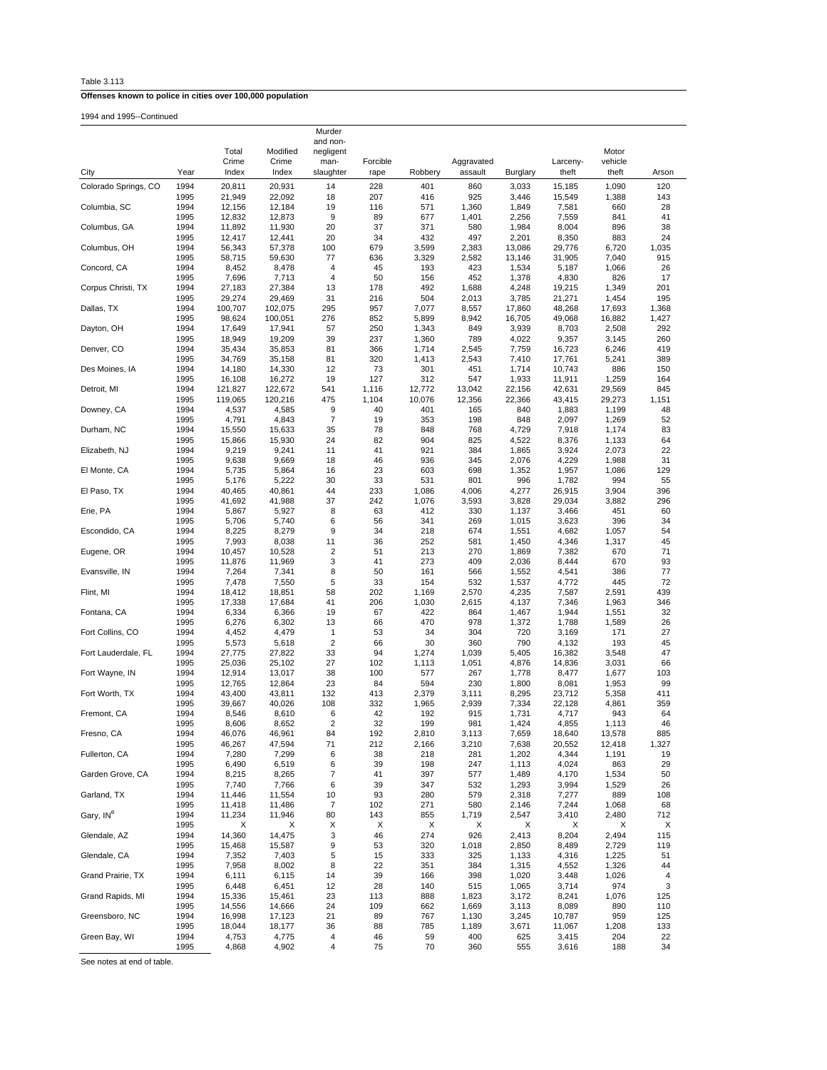Table 3.113

**Offenses known to police in cities over 100,000 population**

1994 and 1995--Continued

| City | Year | Total Crime Index | Modified Crime Index | Murder and non-negligent man-slaughter | Forcible rape | Robbery | Aggravated assault | Burglary | Larceny-theft | Motor vehicle theft | Arson |
|---|---|---|---|---|---|---|---|---|---|---|---|
| Colorado Springs, CO | 1994 | 20,811 | 20,931 | 14 | 228 | 401 | 860 | 3,033 | 15,185 | 1,090 | 120 |
| | 1995 | 21,949 | 22,092 | 18 | 207 | 416 | 925 | 3,446 | 15,549 | 1,388 | 143 |
| Columbia, SC | 1994 | 12,156 | 12,184 | 19 | 116 | 571 | 1,360 | 1,849 | 7,581 | 660 | 28 |
| | 1995 | 12,832 | 12,873 | 9 | 89 | 677 | 1,401 | 2,256 | 7,559 | 841 | 41 |
| Columbus, GA | 1994 | 11,892 | 11,930 | 20 | 37 | 371 | 580 | 1,984 | 8,004 | 896 | 38 |
| | 1995 | 12,417 | 12,441 | 20 | 34 | 432 | 497 | 2,201 | 8,350 | 883 | 24 |
| Columbus, OH | 1994 | 56,343 | 57,378 | 100 | 679 | 3,599 | 2,383 | 13,086 | 29,776 | 6,720 | 1,035 |
| | 1995 | 58,715 | 59,630 | 77 | 636 | 3,329 | 2,582 | 13,146 | 31,905 | 7,040 | 915 |
| Concord, CA | 1994 | 8,452 | 8,478 | 4 | 45 | 193 | 423 | 1,534 | 5,187 | 1,066 | 26 |
| | 1995 | 7,696 | 7,713 | 4 | 50 | 156 | 452 | 1,378 | 4,830 | 826 | 17 |
| Corpus Christi, TX | 1994 | 27,183 | 27,384 | 13 | 178 | 492 | 1,688 | 4,248 | 19,215 | 1,349 | 201 |
| | 1995 | 29,274 | 29,469 | 31 | 216 | 504 | 2,013 | 3,785 | 21,271 | 1,454 | 195 |
| Dallas, TX | 1994 | 100,707 | 102,075 | 295 | 957 | 7,077 | 8,557 | 17,860 | 48,268 | 17,693 | 1,368 |
| | 1995 | 98,624 | 100,051 | 276 | 852 | 5,899 | 8,942 | 16,705 | 49,068 | 16,882 | 1,427 |
| Dayton, OH | 1994 | 17,649 | 17,941 | 57 | 250 | 1,343 | 849 | 3,939 | 8,703 | 2,508 | 292 |
| | 1995 | 18,949 | 19,209 | 39 | 237 | 1,360 | 789 | 4,022 | 9,357 | 3,145 | 260 |
| Denver, CO | 1994 | 35,434 | 35,853 | 81 | 366 | 1,714 | 2,545 | 7,759 | 16,723 | 6,246 | 419 |
| | 1995 | 34,769 | 35,158 | 81 | 320 | 1,413 | 2,543 | 7,410 | 17,761 | 5,241 | 389 |
| Des Moines, IA | 1994 | 14,180 | 14,330 | 12 | 73 | 301 | 451 | 1,714 | 10,743 | 886 | 150 |
| | 1995 | 16,108 | 16,272 | 19 | 127 | 312 | 547 | 1,933 | 11,911 | 1,259 | 164 |
| Detroit, MI | 1994 | 121,827 | 122,672 | 541 | 1,116 | 12,772 | 13,042 | 22,156 | 42,631 | 29,569 | 845 |
| | 1995 | 119,065 | 120,216 | 475 | 1,104 | 10,076 | 12,356 | 22,366 | 43,415 | 29,273 | 1,151 |
| Downey, CA | 1994 | 4,537 | 4,585 | 9 | 40 | 401 | 165 | 840 | 1,883 | 1,199 | 48 |
| | 1995 | 4,791 | 4,843 | 7 | 19 | 353 | 198 | 848 | 2,097 | 1,269 | 52 |
| Durham, NC | 1994 | 15,550 | 15,633 | 35 | 78 | 848 | 768 | 4,729 | 7,918 | 1,174 | 83 |
| | 1995 | 15,866 | 15,930 | 24 | 82 | 904 | 825 | 4,522 | 8,376 | 1,133 | 64 |
| Elizabeth, NJ | 1994 | 9,219 | 9,241 | 11 | 41 | 921 | 384 | 1,865 | 3,924 | 2,073 | 22 |
| | 1995 | 9,638 | 9,669 | 18 | 46 | 936 | 345 | 2,076 | 4,229 | 1,988 | 31 |
| El Monte, CA | 1994 | 5,735 | 5,864 | 16 | 23 | 603 | 698 | 1,352 | 1,957 | 1,086 | 129 |
| | 1995 | 5,176 | 5,222 | 30 | 33 | 531 | 801 | 996 | 1,782 | 994 | 55 |
| El Paso, TX | 1994 | 40,465 | 40,861 | 44 | 233 | 1,086 | 4,006 | 4,277 | 26,915 | 3,904 | 396 |
| | 1995 | 41,692 | 41,988 | 37 | 242 | 1,076 | 3,593 | 3,828 | 29,034 | 3,882 | 296 |
| Erie, PA | 1994 | 5,867 | 5,927 | 8 | 63 | 412 | 330 | 1,137 | 3,466 | 451 | 60 |
| | 1995 | 5,706 | 5,740 | 6 | 56 | 341 | 269 | 1,015 | 3,623 | 396 | 34 |
| Escondido, CA | 1994 | 8,225 | 8,279 | 9 | 34 | 218 | 674 | 1,551 | 4,682 | 1,057 | 54 |
| | 1995 | 7,993 | 8,038 | 11 | 36 | 252 | 581 | 1,450 | 4,346 | 1,317 | 45 |
| Eugene, OR | 1994 | 10,457 | 10,528 | 2 | 51 | 213 | 270 | 1,869 | 7,382 | 670 | 71 |
| | 1995 | 11,876 | 11,969 | 3 | 41 | 273 | 409 | 2,036 | 8,444 | 670 | 93 |
| Evansville, IN | 1994 | 7,264 | 7,341 | 8 | 50 | 161 | 566 | 1,552 | 4,541 | 386 | 77 |
| | 1995 | 7,478 | 7,550 | 5 | 33 | 154 | 532 | 1,537 | 4,772 | 445 | 72 |
| Flint, MI | 1994 | 18,412 | 18,851 | 58 | 202 | 1,169 | 2,570 | 4,235 | 7,587 | 2,591 | 439 |
| | 1995 | 17,338 | 17,684 | 41 | 206 | 1,030 | 2,615 | 4,137 | 7,346 | 1,963 | 346 |
| Fontana, CA | 1994 | 6,334 | 6,366 | 19 | 67 | 422 | 864 | 1,467 | 1,944 | 1,551 | 32 |
| | 1995 | 6,276 | 6,302 | 13 | 66 | 470 | 978 | 1,372 | 1,788 | 1,589 | 26 |
| Fort Collins, CO | 1994 | 4,452 | 4,479 | 1 | 53 | 34 | 304 | 720 | 3,169 | 171 | 27 |
| | 1995 | 5,573 | 5,618 | 2 | 66 | 30 | 360 | 790 | 4,132 | 193 | 45 |
| Fort Lauderdale, FL | 1994 | 27,775 | 27,822 | 33 | 94 | 1,274 | 1,039 | 5,405 | 16,382 | 3,548 | 47 |
| | 1995 | 25,036 | 25,102 | 27 | 102 | 1,113 | 1,051 | 4,876 | 14,836 | 3,031 | 66 |
| Fort Wayne, IN | 1994 | 12,914 | 13,017 | 38 | 100 | 577 | 267 | 1,778 | 8,477 | 1,677 | 103 |
| | 1995 | 12,765 | 12,864 | 23 | 84 | 594 | 230 | 1,800 | 8,081 | 1,953 | 99 |
| Fort Worth, TX | 1994 | 43,400 | 43,811 | 132 | 413 | 2,379 | 3,111 | 8,295 | 23,712 | 5,358 | 411 |
| | 1995 | 39,667 | 40,026 | 108 | 332 | 1,965 | 2,939 | 7,334 | 22,128 | 4,861 | 359 |
| Fremont, CA | 1994 | 8,546 | 8,610 | 6 | 42 | 192 | 915 | 1,731 | 4,717 | 943 | 64 |
| | 1995 | 8,606 | 8,652 | 2 | 32 | 199 | 981 | 1,424 | 4,855 | 1,113 | 46 |
| Fresno, CA | 1994 | 46,076 | 46,961 | 84 | 192 | 2,810 | 3,113 | 7,659 | 18,640 | 13,578 | 885 |
| | 1995 | 46,267 | 47,594 | 71 | 212 | 2,166 | 3,210 | 7,638 | 20,552 | 12,418 | 1,327 |
| Fullerton, CA | 1994 | 7,280 | 7,299 | 6 | 38 | 218 | 281 | 1,202 | 4,344 | 1,191 | 19 |
| | 1995 | 6,490 | 6,519 | 6 | 39 | 198 | 247 | 1,113 | 4,024 | 863 | 29 |
| Garden Grove, CA | 1994 | 8,215 | 8,265 | 7 | 41 | 397 | 577 | 1,489 | 4,170 | 1,534 | 50 |
| | 1995 | 7,740 | 7,766 | 6 | 39 | 347 | 532 | 1,293 | 3,994 | 1,529 | 26 |
| Garland, TX | 1994 | 11,446 | 11,554 | 10 | 93 | 280 | 579 | 2,318 | 7,277 | 889 | 108 |
| | 1995 | 11,418 | 11,486 | 7 | 102 | 271 | 580 | 2,146 | 7,244 | 1,068 | 68 |
| Gary, IN[e] | 1994 | 11,234 | 11,946 | 80 | 143 | 855 | 1,719 | 2,547 | 3,410 | 2,480 | 712 |
| | 1995 | X | X | X | X | X | X | X | X | X | X |
| Glendale, AZ | 1994 | 14,360 | 14,475 | 3 | 46 | 274 | 926 | 2,413 | 8,204 | 2,494 | 115 |
| | 1995 | 15,468 | 15,587 | 9 | 53 | 320 | 1,018 | 2,850 | 8,489 | 2,729 | 119 |
| Glendale, CA | 1994 | 7,352 | 7,403 | 5 | 15 | 333 | 325 | 1,133 | 4,316 | 1,225 | 51 |
| | 1995 | 7,958 | 8,002 | 8 | 22 | 351 | 384 | 1,315 | 4,552 | 1,326 | 44 |
| Grand Prairie, TX | 1994 | 6,111 | 6,115 | 14 | 39 | 166 | 398 | 1,020 | 3,448 | 1,026 | 4 |
| | 1995 | 6,448 | 6,451 | 12 | 28 | 140 | 515 | 1,065 | 3,714 | 974 | 3 |
| Grand Rapids, MI | 1994 | 15,336 | 15,461 | 23 | 113 | 888 | 1,823 | 3,172 | 8,241 | 1,076 | 125 |
| | 1995 | 14,556 | 14,666 | 24 | 109 | 662 | 1,669 | 3,113 | 8,089 | 890 | 110 |
| Greensboro, NC | 1994 | 16,998 | 17,123 | 21 | 89 | 767 | 1,130 | 3,245 | 10,787 | 959 | 125 |
| | 1995 | 18,044 | 18,177 | 36 | 88 | 785 | 1,189 | 3,671 | 11,067 | 1,208 | 133 |
| Green Bay, WI | 1994 | 4,753 | 4,775 | 4 | 46 | 59 | 400 | 625 | 3,415 | 204 | 22 |
| | 1995 | 4,868 | 4,902 | 4 | 75 | 70 | 360 | 555 | 3,616 | 188 | 34 |

See notes at end of table.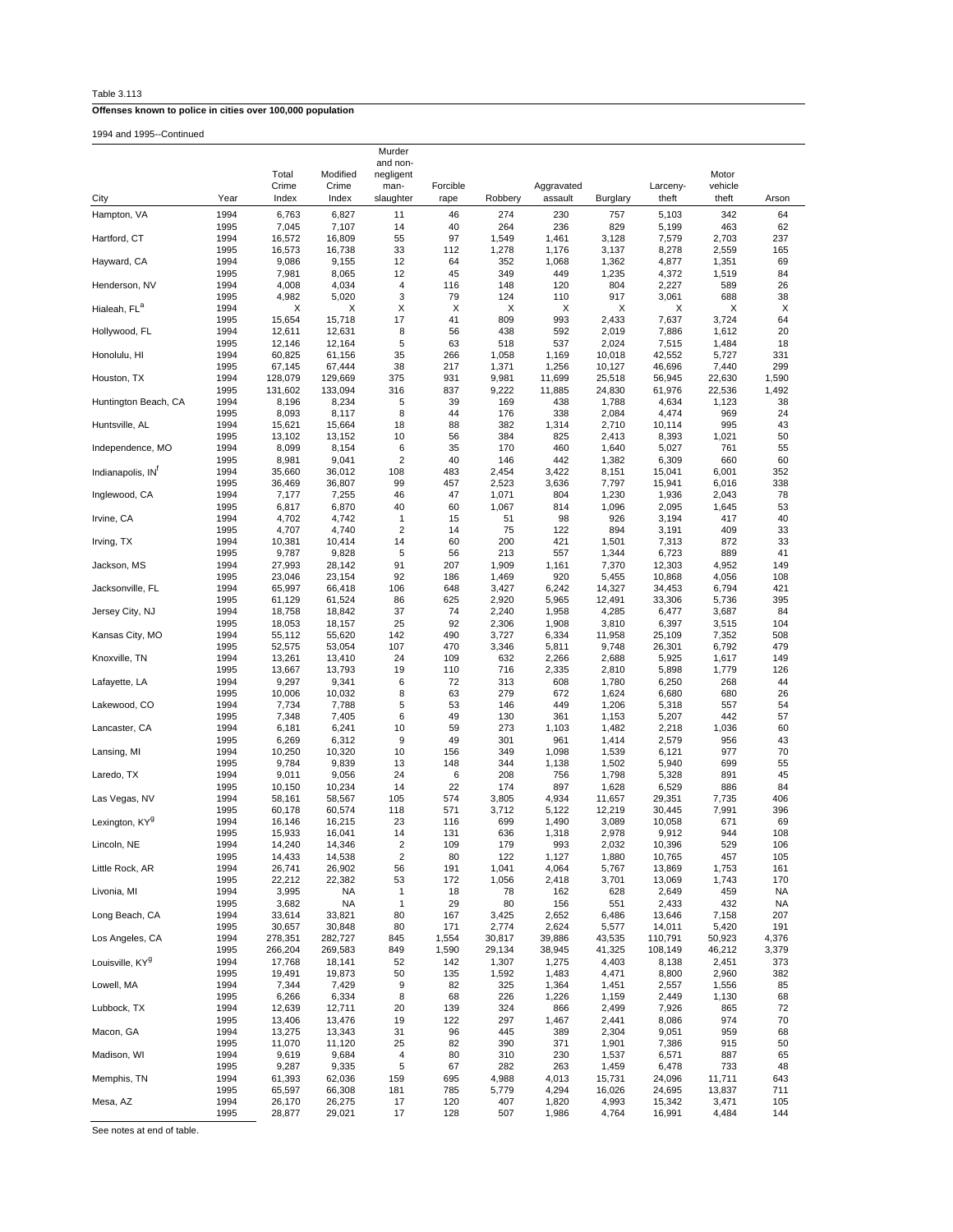Table 3.113

**Offenses known to police in cities over 100,000 population**

1994 and 1995--Continued

| City | Year | Total Crime Index | Modified Crime Index | Murder and non-negligent man-slaughter | Forcible rape | Robbery | Aggravated assault | Burglary | Larceny-theft | Motor vehicle theft | Arson |
|---|---|---|---|---|---|---|---|---|---|---|---|
| Hampton, VA | 1994 | 6,763 | 6,827 | 11 | 46 | 274 | 230 | 757 | 5,103 | 342 | 64 |
| | 1995 | 7,045 | 7,107 | 14 | 40 | 264 | 236 | 829 | 5,199 | 463 | 62 |
| Hartford, CT | 1994 | 16,572 | 16,809 | 55 | 97 | 1,549 | 1,461 | 3,128 | 7,579 | 2,703 | 237 |
| | 1995 | 16,573 | 16,738 | 33 | 112 | 1,278 | 1,176 | 3,137 | 8,278 | 2,559 | 165 |
| Hayward, CA | 1994 | 9,086 | 9,155 | 12 | 64 | 352 | 1,068 | 1,362 | 4,877 | 1,351 | 69 |
| | 1995 | 7,981 | 8,065 | 12 | 45 | 349 | 449 | 1,235 | 4,372 | 1,519 | 84 |
| Henderson, NV | 1994 | 4,008 | 4,034 | 4 | 116 | 148 | 120 | 804 | 2,227 | 589 | 26 |
| | 1995 | 4,982 | 5,020 | 3 | 79 | 124 | 110 | 917 | 3,061 | 688 | 38 |
| Hialeah, FL[a] | 1994 | X | X | X | X | X | X | X | X | X | X |
| | 1995 | 15,654 | 15,718 | 17 | 41 | 809 | 993 | 2,433 | 7,637 | 3,724 | 64 |
| Hollywood, FL | 1994 | 12,611 | 12,631 | 8 | 56 | 438 | 592 | 2,019 | 7,886 | 1,612 | 20 |
| | 1995 | 12,146 | 12,164 | 5 | 63 | 518 | 537 | 2,024 | 7,515 | 1,484 | 18 |
| Honolulu, HI | 1994 | 60,825 | 61,156 | 35 | 266 | 1,058 | 1,169 | 10,018 | 42,552 | 5,727 | 331 |
| | 1995 | 67,145 | 67,444 | 38 | 217 | 1,371 | 1,256 | 10,127 | 46,696 | 7,440 | 299 |
| Houston, TX | 1994 | 128,079 | 129,669 | 375 | 931 | 9,981 | 11,699 | 25,518 | 56,945 | 22,630 | 1,590 |
| | 1995 | 131,602 | 133,094 | 316 | 837 | 9,222 | 11,885 | 24,830 | 61,976 | 22,536 | 1,492 |
| Huntington Beach, CA | 1994 | 8,196 | 8,234 | 5 | 39 | 169 | 438 | 1,788 | 4,634 | 1,123 | 38 |
| | 1995 | 8,093 | 8,117 | 8 | 44 | 176 | 338 | 2,084 | 4,474 | 969 | 24 |
| Huntsville, AL | 1994 | 15,621 | 15,664 | 18 | 88 | 382 | 1,314 | 2,710 | 10,114 | 995 | 43 |
| | 1995 | 13,102 | 13,152 | 10 | 56 | 384 | 825 | 2,413 | 8,393 | 1,021 | 50 |
| Independence, MO | 1994 | 8,099 | 8,154 | 6 | 35 | 170 | 460 | 1,640 | 5,027 | 761 | 55 |
| | 1995 | 8,981 | 9,041 | 2 | 40 | 146 | 442 | 1,382 | 6,309 | 660 | 60 |
| Indianapolis, IN[f] | 1994 | 35,660 | 36,012 | 108 | 483 | 2,454 | 3,422 | 8,151 | 15,041 | 6,001 | 352 |
| | 1995 | 36,469 | 36,807 | 99 | 457 | 2,523 | 3,636 | 7,797 | 15,941 | 6,016 | 338 |
| Inglewood, CA | 1994 | 7,177 | 7,255 | 46 | 47 | 1,071 | 804 | 1,230 | 1,936 | 2,043 | 78 |
| | 1995 | 6,817 | 6,870 | 40 | 60 | 1,067 | 814 | 1,096 | 2,095 | 1,645 | 53 |
| Irvine, CA | 1994 | 4,702 | 4,742 | 1 | 15 | 51 | 98 | 926 | 3,194 | 417 | 40 |
| | 1995 | 4,707 | 4,740 | 2 | 14 | 75 | 122 | 894 | 3,191 | 409 | 33 |
| Irving, TX | 1994 | 10,381 | 10,414 | 14 | 60 | 200 | 421 | 1,501 | 7,313 | 872 | 33 |
| | 1995 | 9,787 | 9,828 | 5 | 56 | 213 | 557 | 1,344 | 6,723 | 889 | 41 |
| Jackson, MS | 1994 | 27,993 | 28,142 | 91 | 207 | 1,909 | 1,161 | 7,370 | 12,303 | 4,952 | 149 |
| | 1995 | 23,046 | 23,154 | 92 | 186 | 1,469 | 920 | 5,455 | 10,868 | 4,056 | 108 |
| Jacksonville, FL | 1994 | 65,997 | 66,418 | 106 | 648 | 3,427 | 6,242 | 14,327 | 34,453 | 6,794 | 421 |
| | 1995 | 61,129 | 61,524 | 86 | 625 | 2,920 | 5,965 | 12,491 | 33,306 | 5,736 | 395 |
| Jersey City, NJ | 1994 | 18,758 | 18,842 | 37 | 74 | 2,240 | 1,958 | 4,285 | 6,477 | 3,687 | 84 |
| | 1995 | 18,053 | 18,157 | 25 | 92 | 2,306 | 1,908 | 3,810 | 6,397 | 3,515 | 104 |
| Kansas City, MO | 1994 | 55,112 | 55,620 | 142 | 490 | 3,727 | 6,334 | 11,958 | 25,109 | 7,352 | 508 |
| | 1995 | 52,575 | 53,054 | 107 | 470 | 3,346 | 5,811 | 9,748 | 26,301 | 6,792 | 479 |
| Knoxville, TN | 1994 | 13,261 | 13,410 | 24 | 109 | 632 | 2,266 | 2,688 | 5,925 | 1,617 | 149 |
| | 1995 | 13,667 | 13,793 | 19 | 110 | 716 | 2,335 | 2,810 | 5,898 | 1,779 | 126 |
| Lafayette, LA | 1994 | 9,297 | 9,341 | 6 | 72 | 313 | 608 | 1,780 | 6,250 | 268 | 44 |
| | 1995 | 10,006 | 10,032 | 8 | 63 | 279 | 672 | 1,624 | 6,680 | 680 | 26 |
| Lakewood, CO | 1994 | 7,734 | 7,788 | 5 | 53 | 146 | 449 | 1,206 | 5,318 | 557 | 54 |
| | 1995 | 7,348 | 7,405 | 6 | 49 | 130 | 361 | 1,153 | 5,207 | 442 | 57 |
| Lancaster, CA | 1994 | 6,181 | 6,241 | 10 | 59 | 273 | 1,103 | 1,482 | 2,218 | 1,036 | 60 |
| | 1995 | 6,269 | 6,312 | 9 | 49 | 301 | 961 | 1,414 | 2,579 | 956 | 43 |
| Lansing, MI | 1994 | 10,250 | 10,320 | 10 | 156 | 349 | 1,098 | 1,539 | 6,121 | 977 | 70 |
| | 1995 | 9,784 | 9,839 | 13 | 148 | 344 | 1,138 | 1,502 | 5,940 | 699 | 55 |
| Laredo, TX | 1994 | 9,011 | 9,056 | 24 | 6 | 208 | 756 | 1,798 | 5,328 | 891 | 45 |
| | 1995 | 10,150 | 10,234 | 14 | 22 | 174 | 897 | 1,628 | 6,529 | 886 | 84 |
| Las Vegas, NV | 1994 | 58,161 | 58,567 | 105 | 574 | 3,805 | 4,934 | 11,657 | 29,351 | 7,735 | 406 |
| | 1995 | 60,178 | 60,574 | 118 | 571 | 3,712 | 5,122 | 12,219 | 30,445 | 7,991 | 396 |
| Lexington, KY[g] | 1994 | 16,146 | 16,215 | 23 | 116 | 699 | 1,490 | 3,089 | 10,058 | 671 | 69 |
| | 1995 | 15,933 | 16,041 | 14 | 131 | 636 | 1,318 | 2,978 | 9,912 | 944 | 108 |
| Lincoln, NE | 1994 | 14,240 | 14,346 | 2 | 109 | 179 | 993 | 2,032 | 10,396 | 529 | 106 |
| | 1995 | 14,433 | 14,538 | 2 | 80 | 122 | 1,127 | 1,880 | 10,765 | 457 | 105 |
| Little Rock, AR | 1994 | 26,741 | 26,902 | 56 | 191 | 1,041 | 4,064 | 5,767 | 13,869 | 1,753 | 161 |
| | 1995 | 22,212 | 22,382 | 53 | 172 | 1,056 | 2,418 | 3,701 | 13,069 | 1,743 | 170 |
| Livonia, MI | 1994 | 3,995 | NA | 1 | 18 | 78 | 162 | 628 | 2,649 | 459 | NA |
| | 1995 | 3,682 | NA | 1 | 29 | 80 | 156 | 551 | 2,433 | 432 | NA |
| Long Beach, CA | 1994 | 33,614 | 33,821 | 80 | 167 | 3,425 | 2,652 | 6,486 | 13,646 | 7,158 | 207 |
| | 1995 | 30,657 | 30,848 | 80 | 171 | 2,774 | 2,624 | 5,577 | 14,011 | 5,420 | 191 |
| Los Angeles, CA | 1994 | 278,351 | 282,727 | 845 | 1,554 | 30,817 | 39,886 | 43,535 | 110,791 | 50,923 | 4,376 |
| | 1995 | 266,204 | 269,583 | 849 | 1,590 | 29,134 | 38,945 | 41,325 | 108,149 | 46,212 | 3,379 |
| Louisville, KY[g] | 1994 | 17,768 | 18,141 | 52 | 142 | 1,307 | 1,275 | 4,403 | 8,138 | 2,451 | 373 |
| | 1995 | 19,491 | 19,873 | 50 | 135 | 1,592 | 1,483 | 4,471 | 8,800 | 2,960 | 382 |
| Lowell, MA | 1994 | 7,344 | 7,429 | 9 | 82 | 325 | 1,364 | 1,451 | 2,557 | 1,556 | 85 |
| | 1995 | 6,266 | 6,334 | 8 | 68 | 226 | 1,226 | 1,159 | 2,449 | 1,130 | 68 |
| Lubbock, TX | 1994 | 12,639 | 12,711 | 20 | 139 | 324 | 866 | 2,499 | 7,926 | 865 | 72 |
| | 1995 | 13,406 | 13,476 | 19 | 122 | 297 | 1,467 | 2,441 | 8,086 | 974 | 70 |
| Macon, GA | 1994 | 13,275 | 13,343 | 31 | 96 | 445 | 389 | 2,304 | 9,051 | 959 | 68 |
| | 1995 | 11,070 | 11,120 | 25 | 82 | 390 | 371 | 1,901 | 7,386 | 915 | 50 |
| Madison, WI | 1994 | 9,619 | 9,684 | 4 | 80 | 310 | 230 | 1,537 | 6,571 | 887 | 65 |
| | 1995 | 9,287 | 9,335 | 5 | 67 | 282 | 263 | 1,459 | 6,478 | 733 | 48 |
| Memphis, TN | 1994 | 61,393 | 62,036 | 159 | 695 | 4,988 | 4,013 | 15,731 | 24,096 | 11,711 | 643 |
| | 1995 | 65,597 | 66,308 | 181 | 785 | 5,779 | 4,294 | 16,026 | 24,695 | 13,837 | 711 |
| Mesa, AZ | 1994 | 26,170 | 26,275 | 17 | 120 | 407 | 1,820 | 4,993 | 15,342 | 3,471 | 105 |
| | 1995 | 28,877 | 29,021 | 17 | 128 | 507 | 1,986 | 4,764 | 16,991 | 4,484 | 144 |

See notes at end of table.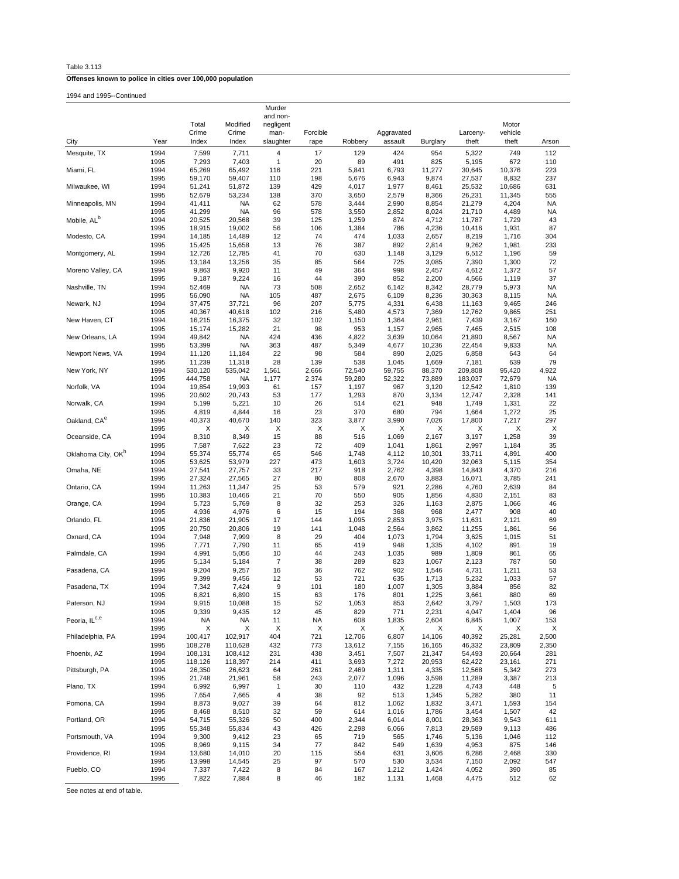Table 3.113

**Offenses known to police in cities over 100,000 population**

1994 and 1995--Continued

| City | Year | Total Crime Index | Modified Crime Index | Murder and non-negligent man-slaughter | Forcible rape | Robbery | Aggravated assault | Burglary | Larceny-theft | Motor vehicle theft | Arson |
|---|---|---|---|---|---|---|---|---|---|---|---|
| Mesquite, TX | 1994 | 7,599 | 7,711 | 4 | 17 | 129 | 424 | 954 | 5,322 | 749 | 112 |
| | 1995 | 7,293 | 7,403 | 1 | 20 | 89 | 491 | 825 | 5,195 | 672 | 110 |
| Miami, FL | 1994 | 65,269 | 65,492 | 116 | 221 | 5,841 | 6,793 | 11,277 | 30,645 | 10,376 | 223 |
| | 1995 | 59,170 | 59,407 | 110 | 198 | 5,676 | 6,943 | 9,874 | 27,537 | 8,832 | 237 |
| Milwaukee, WI | 1994 | 51,241 | 51,872 | 139 | 429 | 4,017 | 1,977 | 8,461 | 25,532 | 10,686 | 631 |
| | 1995 | 52,679 | 53,234 | 138 | 370 | 3,650 | 2,579 | 8,366 | 26,231 | 11,345 | 555 |
| Minneapolis, MN | 1994 | 41,411 | NA | 62 | 578 | 3,444 | 2,990 | 8,854 | 21,279 | 4,204 | NA |
| | 1995 | 41,299 | NA | 96 | 578 | 3,550 | 2,852 | 8,024 | 21,710 | 4,489 | NA |
| Mobile, AL[b] | 1994 | 20,525 | 20,568 | 39 | 125 | 1,259 | 874 | 4,712 | 11,787 | 1,729 | 43 |
| | 1995 | 18,915 | 19,002 | 56 | 106 | 1,384 | 786 | 4,236 | 10,416 | 1,931 | 87 |
| Modesto, CA | 1994 | 14,185 | 14,489 | 12 | 74 | 474 | 1,033 | 2,657 | 8,219 | 1,716 | 304 |
| | 1995 | 15,425 | 15,658 | 13 | 76 | 387 | 892 | 2,814 | 9,262 | 1,981 | 233 |
| Montgomery, AL | 1994 | 12,726 | 12,785 | 41 | 70 | 630 | 1,148 | 3,129 | 6,512 | 1,196 | 59 |
| | 1995 | 13,184 | 13,256 | 35 | 85 | 564 | 725 | 3,085 | 7,390 | 1,300 | 72 |
| Moreno Valley, CA | 1994 | 9,863 | 9,920 | 11 | 49 | 364 | 998 | 2,457 | 4,612 | 1,372 | 57 |
| | 1995 | 9,187 | 9,224 | 16 | 44 | 390 | 852 | 2,200 | 4,566 | 1,119 | 37 |
| Nashville, TN | 1994 | 52,469 | NA | 73 | 508 | 2,652 | 6,142 | 8,342 | 28,779 | 5,973 | NA |
| | 1995 | 56,090 | NA | 105 | 487 | 2,675 | 6,109 | 8,236 | 30,363 | 8,115 | NA |
| Newark, NJ | 1994 | 37,475 | 37,721 | 96 | 207 | 5,775 | 4,331 | 6,438 | 11,163 | 9,465 | 246 |
| | 1995 | 40,367 | 40,618 | 102 | 216 | 5,480 | 4,573 | 7,369 | 12,762 | 9,865 | 251 |
| New Haven, CT | 1994 | 16,215 | 16,375 | 32 | 102 | 1,150 | 1,364 | 2,961 | 7,439 | 3,167 | 160 |
| | 1995 | 15,174 | 15,282 | 21 | 98 | 953 | 1,157 | 2,965 | 7,465 | 2,515 | 108 |
| New Orleans, LA | 1994 | 49,842 | NA | 424 | 436 | 4,822 | 3,639 | 10,064 | 21,890 | 8,567 | NA |
| | 1995 | 53,399 | NA | 363 | 487 | 5,349 | 4,677 | 10,236 | 22,454 | 9,833 | NA |
| Newport News, VA | 1994 | 11,120 | 11,184 | 22 | 98 | 584 | 890 | 2,025 | 6,858 | 643 | 64 |
| | 1995 | 11,239 | 11,318 | 28 | 139 | 538 | 1,045 | 1,669 | 7,181 | 639 | 79 |
| New York, NY | 1994 | 530,120 | 535,042 | 1,561 | 2,666 | 72,540 | 59,755 | 88,370 | 209,808 | 95,420 | 4,922 |
| | 1995 | 444,758 | NA | 1,177 | 2,374 | 59,280 | 52,322 | 73,889 | 183,037 | 72,679 | NA |
| Norfolk, VA | 1994 | 19,854 | 19,993 | 61 | 157 | 1,197 | 967 | 3,120 | 12,542 | 1,810 | 139 |
| | 1995 | 20,602 | 20,743 | 53 | 177 | 1,293 | 870 | 3,134 | 12,747 | 2,328 | 141 |
| Norwalk, CA | 1994 | 5,199 | 5,221 | 10 | 26 | 514 | 621 | 948 | 1,749 | 1,331 | 22 |
| | 1995 | 4,819 | 4,844 | 16 | 23 | 370 | 680 | 794 | 1,664 | 1,272 | 25 |
| Oakland, CA[e] | 1994 | 40,373 | 40,670 | 140 | 323 | 3,877 | 3,990 | 7,026 | 17,800 | 7,217 | 297 |
| | 1995 | X | X | X | X | X | X | X | X | X | X |
| Oceanside, CA | 1994 | 8,310 | 8,349 | 15 | 88 | 516 | 1,069 | 2,167 | 3,197 | 1,258 | 39 |
| | 1995 | 7,587 | 7,622 | 23 | 72 | 409 | 1,041 | 1,861 | 2,997 | 1,184 | 35 |
| Oklahoma City, OK[h] | 1994 | 55,374 | 55,774 | 65 | 546 | 1,748 | 4,112 | 10,301 | 33,711 | 4,891 | 400 |
| | 1995 | 53,625 | 53,979 | 227 | 473 | 1,603 | 3,724 | 10,420 | 32,063 | 5,115 | 354 |
| Omaha, NE | 1994 | 27,541 | 27,757 | 33 | 217 | 918 | 2,762 | 4,398 | 14,843 | 4,370 | 216 |
| | 1995 | 27,324 | 27,565 | 27 | 80 | 808 | 2,670 | 3,883 | 16,071 | 3,785 | 241 |
| Ontario, CA | 1994 | 11,263 | 11,347 | 25 | 53 | 579 | 921 | 2,286 | 4,760 | 2,639 | 84 |
| | 1995 | 10,383 | 10,466 | 21 | 70 | 550 | 905 | 1,856 | 4,830 | 2,151 | 83 |
| Orange, CA | 1994 | 5,723 | 5,769 | 8 | 32 | 253 | 326 | 1,163 | 2,875 | 1,066 | 46 |
| | 1995 | 4,936 | 4,976 | 6 | 15 | 194 | 368 | 968 | 2,477 | 908 | 40 |
| Orlando, FL | 1994 | 21,836 | 21,905 | 17 | 144 | 1,095 | 2,853 | 3,975 | 11,631 | 2,121 | 69 |
| | 1995 | 20,750 | 20,806 | 19 | 141 | 1,048 | 2,564 | 3,862 | 11,255 | 1,861 | 56 |
| Oxnard, CA | 1994 | 7,948 | 7,999 | 8 | 29 | 404 | 1,073 | 1,794 | 3,625 | 1,015 | 51 |
| | 1995 | 7,771 | 7,790 | 11 | 65 | 419 | 948 | 1,335 | 4,102 | 891 | 19 |
| Palmdale, CA | 1994 | 4,991 | 5,056 | 10 | 44 | 243 | 1,035 | 989 | 1,809 | 861 | 65 |
| | 1995 | 5,134 | 5,184 | 7 | 38 | 289 | 823 | 1,067 | 2,123 | 787 | 50 |
| Pasadena, CA | 1994 | 9,204 | 9,257 | 16 | 36 | 762 | 902 | 1,546 | 4,731 | 1,211 | 53 |
| | 1995 | 9,399 | 9,456 | 12 | 53 | 721 | 635 | 1,713 | 5,232 | 1,033 | 57 |
| Pasadena, TX | 1994 | 7,342 | 7,424 | 9 | 101 | 180 | 1,007 | 1,305 | 3,884 | 856 | 82 |
| | 1995 | 6,821 | 6,890 | 15 | 63 | 176 | 801 | 1,225 | 3,661 | 880 | 69 |
| Paterson, NJ | 1994 | 9,915 | 10,088 | 15 | 52 | 1,053 | 853 | 2,642 | 3,797 | 1,503 | 173 |
| | 1995 | 9,339 | 9,435 | 12 | 45 | 829 | 771 | 2,231 | 4,047 | 1,404 | 96 |
| Peoria, IL[c,e] | 1994 | NA | NA | 11 | NA | 608 | 1,835 | 2,604 | 6,845 | 1,007 | 153 |
| | 1995 | X | X | X | X | X | X | X | X | X | X |
| Philadelphia, PA | 1994 | 100,417 | 102,917 | 404 | 721 | 12,706 | 6,807 | 14,106 | 40,392 | 25,281 | 2,500 |
| | 1995 | 108,278 | 110,628 | 432 | 773 | 13,612 | 7,155 | 16,165 | 46,332 | 23,809 | 2,350 |
| Phoenix, AZ | 1994 | 108,131 | 108,412 | 231 | 438 | 3,451 | 7,507 | 21,347 | 54,493 | 20,664 | 281 |
| | 1995 | 118,126 | 118,397 | 214 | 411 | 3,693 | 7,272 | 20,953 | 62,422 | 23,161 | 271 |
| Pittsburgh, PA | 1994 | 26,350 | 26,623 | 64 | 261 | 2,469 | 1,311 | 4,335 | 12,568 | 5,342 | 273 |
| | 1995 | 21,748 | 21,961 | 58 | 243 | 2,077 | 1,096 | 3,598 | 11,289 | 3,387 | 213 |
| Plano, TX | 1994 | 6,992 | 6,997 | 1 | 30 | 110 | 432 | 1,228 | 4,743 | 448 | 5 |
| | 1995 | 7,654 | 7,665 | 4 | 38 | 92 | 513 | 1,345 | 5,282 | 380 | 11 |
| Pomona, CA | 1994 | 8,873 | 9,027 | 39 | 64 | 812 | 1,062 | 1,832 | 3,471 | 1,593 | 154 |
| | 1995 | 8,468 | 8,510 | 32 | 59 | 614 | 1,016 | 1,786 | 3,454 | 1,507 | 42 |
| Portland, OR | 1994 | 54,715 | 55,326 | 50 | 400 | 2,344 | 6,014 | 8,001 | 28,363 | 9,543 | 611 |
| | 1995 | 55,348 | 55,834 | 43 | 426 | 2,298 | 6,066 | 7,813 | 29,589 | 9,113 | 486 |
| Portsmouth, VA | 1994 | 9,300 | 9,412 | 23 | 65 | 719 | 565 | 1,746 | 5,136 | 1,046 | 112 |
| | 1995 | 8,969 | 9,115 | 34 | 77 | 842 | 549 | 1,639 | 4,953 | 875 | 146 |
| Providence, RI | 1994 | 13,680 | 14,010 | 20 | 115 | 554 | 631 | 3,606 | 6,286 | 2,468 | 330 |
| | 1995 | 13,998 | 14,545 | 25 | 97 | 570 | 530 | 3,534 | 7,150 | 2,092 | 547 |
| Pueblo, CO | 1994 | 7,337 | 7,422 | 8 | 84 | 167 | 1,212 | 1,424 | 4,052 | 390 | 85 |
| | 1995 | 7,822 | 7,884 | 8 | 46 | 182 | 1,131 | 1,468 | 4,475 | 512 | 62 |

See notes at end of table.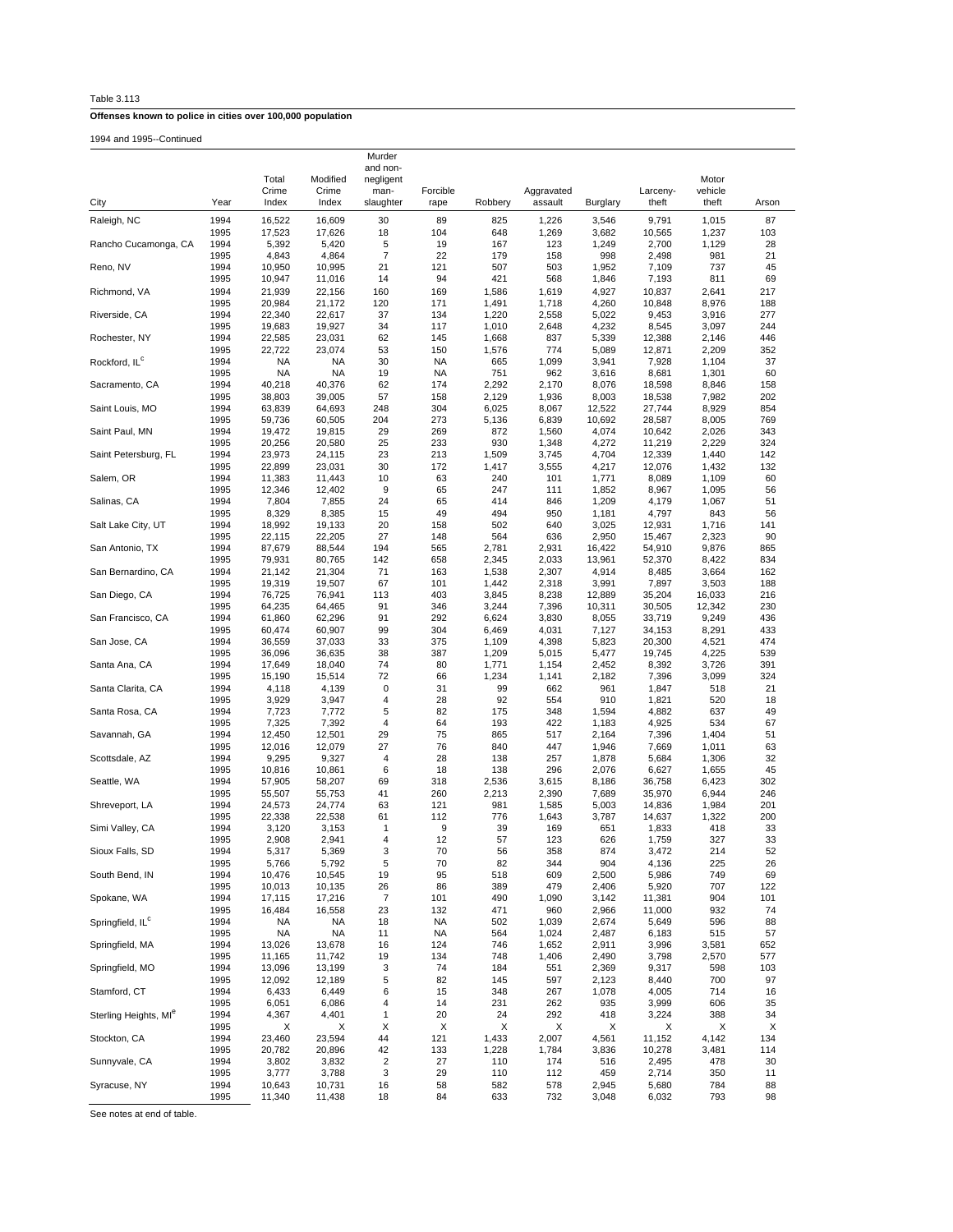Table 3.113

**Offenses known to police in cities over 100,000 population**

1994 and 1995--Continued

| City | Year | Total Crime Index | Modified Crime Index | Murder and non-negligent man-slaughter | Forcible rape | Robbery | Aggravated assault | Burglary | Larceny-theft | Motor vehicle theft | Arson |
|---|---|---|---|---|---|---|---|---|---|---|---|
| Raleigh, NC | 1994 | 16,522 | 16,609 | 30 | 89 | 825 | 1,226 | 3,546 | 9,791 | 1,015 | 87 |
| | 1995 | 17,523 | 17,626 | 18 | 104 | 648 | 1,269 | 3,682 | 10,565 | 1,237 | 103 |
| Rancho Cucamonga, CA | 1994 | 5,392 | 5,420 | 5 | 19 | 167 | 123 | 1,249 | 2,700 | 1,129 | 28 |
| | 1995 | 4,843 | 4,864 | 7 | 22 | 179 | 158 | 998 | 2,498 | 981 | 21 |
| Reno, NV | 1994 | 10,950 | 10,995 | 21 | 121 | 507 | 503 | 1,952 | 7,109 | 737 | 45 |
| | 1995 | 10,947 | 11,016 | 14 | 94 | 421 | 568 | 1,846 | 7,193 | 811 | 69 |
| Richmond, VA | 1994 | 21,939 | 22,156 | 160 | 169 | 1,586 | 1,619 | 4,927 | 10,837 | 2,641 | 217 |
| | 1995 | 20,984 | 21,172 | 120 | 171 | 1,491 | 1,718 | 4,260 | 10,848 | 8,976 | 188 |
| Riverside, CA | 1994 | 22,340 | 22,617 | 37 | 134 | 1,220 | 2,558 | 5,022 | 9,453 | 3,916 | 277 |
| | 1995 | 19,683 | 19,927 | 34 | 117 | 1,010 | 2,648 | 4,232 | 8,545 | 3,097 | 244 |
| Rochester, NY | 1994 | 22,585 | 23,031 | 62 | 145 | 1,668 | 837 | 5,339 | 12,388 | 2,146 | 446 |
| | 1995 | 22,722 | 23,074 | 53 | 150 | 1,576 | 774 | 5,089 | 12,871 | 2,209 | 352 |
| Rockford, IL[c] | 1994 | NA | NA | 30 | NA | 665 | 1,099 | 3,941 | 7,928 | 1,104 | 37 |
| | 1995 | NA | NA | 19 | NA | 751 | 962 | 3,616 | 8,681 | 1,301 | 60 |
| Sacramento, CA | 1994 | 40,218 | 40,376 | 62 | 174 | 2,292 | 2,170 | 8,076 | 18,598 | 8,846 | 158 |
| | 1995 | 38,803 | 39,005 | 57 | 158 | 2,129 | 1,936 | 8,003 | 18,538 | 7,982 | 202 |
| Saint Louis, MO | 1994 | 63,839 | 64,693 | 248 | 304 | 6,025 | 8,067 | 12,522 | 27,744 | 8,929 | 854 |
| | 1995 | 59,736 | 60,505 | 204 | 273 | 5,136 | 6,839 | 10,692 | 28,587 | 8,005 | 769 |
| Saint Paul, MN | 1994 | 19,472 | 19,815 | 29 | 269 | 872 | 1,560 | 4,074 | 10,642 | 2,026 | 343 |
| | 1995 | 20,256 | 20,580 | 25 | 233 | 930 | 1,348 | 4,272 | 11,219 | 2,229 | 324 |
| Saint Petersburg, FL | 1994 | 23,973 | 24,115 | 23 | 213 | 1,509 | 3,745 | 4,704 | 12,339 | 1,440 | 142 |
| | 1995 | 22,899 | 23,031 | 30 | 172 | 1,417 | 3,555 | 4,217 | 12,076 | 1,432 | 132 |
| Salem, OR | 1994 | 11,383 | 11,443 | 10 | 63 | 240 | 101 | 1,771 | 8,089 | 1,109 | 60 |
| | 1995 | 12,346 | 12,402 | 9 | 65 | 247 | 111 | 1,852 | 8,967 | 1,095 | 56 |
| Salinas, CA | 1994 | 7,804 | 7,855 | 24 | 65 | 414 | 846 | 1,209 | 4,179 | 1,067 | 51 |
| | 1995 | 8,329 | 8,385 | 15 | 49 | 494 | 950 | 1,181 | 4,797 | 843 | 56 |
| Salt Lake City, UT | 1994 | 18,992 | 19,133 | 20 | 158 | 502 | 640 | 3,025 | 12,931 | 1,716 | 141 |
| | 1995 | 22,115 | 22,205 | 27 | 148 | 564 | 636 | 2,950 | 15,467 | 2,323 | 90 |
| San Antonio, TX | 1994 | 87,679 | 88,544 | 194 | 565 | 2,781 | 2,931 | 16,422 | 54,910 | 9,876 | 865 |
| | 1995 | 79,931 | 80,765 | 142 | 658 | 2,345 | 2,033 | 13,961 | 52,370 | 8,422 | 834 |
| San Bernardino, CA | 1994 | 21,142 | 21,304 | 71 | 163 | 1,538 | 2,307 | 4,914 | 8,485 | 3,664 | 162 |
| | 1995 | 19,319 | 19,507 | 67 | 101 | 1,442 | 2,318 | 3,991 | 7,897 | 3,503 | 188 |
| San Diego, CA | 1994 | 76,725 | 76,941 | 113 | 403 | 3,845 | 8,238 | 12,889 | 35,204 | 16,033 | 216 |
| | 1995 | 64,235 | 64,465 | 91 | 346 | 3,244 | 7,396 | 10,311 | 30,505 | 12,342 | 230 |
| San Francisco, CA | 1994 | 61,860 | 62,296 | 91 | 292 | 6,624 | 3,830 | 8,055 | 33,719 | 9,249 | 436 |
| | 1995 | 60,474 | 60,907 | 99 | 304 | 6,469 | 4,031 | 7,127 | 34,153 | 8,291 | 433 |
| San Jose, CA | 1994 | 36,559 | 37,033 | 33 | 375 | 1,109 | 4,398 | 5,823 | 20,300 | 4,521 | 474 |
| | 1995 | 36,096 | 36,635 | 38 | 387 | 1,209 | 5,015 | 5,477 | 19,745 | 4,225 | 539 |
| Santa Ana, CA | 1994 | 17,649 | 18,040 | 74 | 80 | 1,771 | 1,154 | 2,452 | 8,392 | 3,726 | 391 |
| | 1995 | 15,190 | 15,514 | 72 | 66 | 1,234 | 1,141 | 2,182 | 7,396 | 3,099 | 324 |
| Santa Clarita, CA | 1994 | 4,118 | 4,139 | 0 | 31 | 99 | 662 | 961 | 1,847 | 518 | 21 |
| | 1995 | 3,929 | 3,947 | 4 | 28 | 92 | 554 | 910 | 1,821 | 520 | 18 |
| Santa Rosa, CA | 1994 | 7,723 | 7,772 | 5 | 82 | 175 | 348 | 1,594 | 4,882 | 637 | 49 |
| | 1995 | 7,325 | 7,392 | 4 | 64 | 193 | 422 | 1,183 | 4,925 | 534 | 67 |
| Savannah, GA | 1994 | 12,450 | 12,501 | 29 | 75 | 865 | 517 | 2,164 | 7,396 | 1,404 | 51 |
| | 1995 | 12,016 | 12,079 | 27 | 76 | 840 | 447 | 1,946 | 7,669 | 1,011 | 63 |
| Scottsdale, AZ | 1994 | 9,295 | 9,327 | 4 | 28 | 138 | 257 | 1,878 | 5,684 | 1,306 | 32 |
| | 1995 | 10,816 | 10,861 | 6 | 18 | 138 | 296 | 2,076 | 6,627 | 1,655 | 45 |
| Seattle, WA | 1994 | 57,905 | 58,207 | 69 | 318 | 2,536 | 3,615 | 8,186 | 36,758 | 6,423 | 302 |
| | 1995 | 55,507 | 55,753 | 41 | 260 | 2,213 | 2,390 | 7,689 | 35,970 | 6,944 | 246 |
| Shreveport, LA | 1994 | 24,573 | 24,774 | 63 | 121 | 981 | 1,585 | 5,003 | 14,836 | 1,984 | 201 |
| | 1995 | 22,338 | 22,538 | 61 | 112 | 776 | 1,643 | 3,787 | 14,637 | 1,322 | 200 |
| Simi Valley, CA | 1994 | 3,120 | 3,153 | 1 | 9 | 39 | 169 | 651 | 1,833 | 418 | 33 |
| | 1995 | 2,908 | 2,941 | 4 | 12 | 57 | 123 | 626 | 1,759 | 327 | 33 |
| Sioux Falls, SD | 1994 | 5,317 | 5,369 | 3 | 70 | 56 | 358 | 874 | 3,472 | 214 | 52 |
| | 1995 | 5,766 | 5,792 | 5 | 70 | 82 | 344 | 904 | 4,136 | 225 | 26 |
| South Bend, IN | 1994 | 10,476 | 10,545 | 19 | 95 | 518 | 609 | 2,500 | 5,986 | 749 | 69 |
| | 1995 | 10,013 | 10,135 | 26 | 86 | 389 | 479 | 2,406 | 5,920 | 707 | 122 |
| Spokane, WA | 1994 | 17,115 | 17,216 | 7 | 101 | 490 | 1,090 | 3,142 | 11,381 | 904 | 101 |
| | 1995 | 16,484 | 16,558 | 23 | 132 | 471 | 960 | 2,966 | 11,000 | 932 | 74 |
| Springfield, IL[c] | 1994 | NA | NA | 18 | NA | 502 | 1,039 | 2,674 | 5,649 | 596 | 88 |
| | 1995 | NA | NA | 11 | NA | 564 | 1,024 | 2,487 | 6,183 | 515 | 57 |
| Springfield, MA | 1994 | 13,026 | 13,678 | 16 | 124 | 746 | 1,652 | 2,911 | 3,996 | 3,581 | 652 |
| | 1995 | 11,165 | 11,742 | 19 | 134 | 748 | 1,406 | 2,490 | 3,798 | 2,570 | 577 |
| Springfield, MO | 1994 | 13,096 | 13,199 | 3 | 74 | 184 | 551 | 2,369 | 9,317 | 598 | 103 |
| | 1995 | 12,092 | 12,189 | 5 | 82 | 145 | 597 | 2,123 | 8,440 | 700 | 97 |
| Stamford, CT | 1994 | 6,433 | 6,449 | 6 | 15 | 348 | 267 | 1,078 | 4,005 | 714 | 16 |
| | 1995 | 6,051 | 6,086 | 4 | 14 | 231 | 262 | 935 | 3,999 | 606 | 35 |
| Sterling Heights, MI[e] | 1994 | 4,367 | 4,401 | 1 | 20 | 24 | 292 | 418 | 3,224 | 388 | 34 |
| | 1995 | X | X | X | X | X | X | X | X | X | X |
| Stockton, CA | 1994 | 23,460 | 23,594 | 44 | 121 | 1,433 | 2,007 | 4,561 | 11,152 | 4,142 | 134 |
| | 1995 | 20,782 | 20,896 | 42 | 133 | 1,228 | 1,784 | 3,836 | 10,278 | 3,481 | 114 |
| Sunnyvale, CA | 1994 | 3,802 | 3,832 | 2 | 27 | 110 | 174 | 516 | 2,495 | 478 | 30 |
| | 1995 | 3,777 | 3,788 | 3 | 29 | 110 | 112 | 459 | 2,714 | 350 | 11 |
| Syracuse, NY | 1994 | 10,643 | 10,731 | 16 | 58 | 582 | 578 | 2,945 | 5,680 | 784 | 88 |
| | 1995 | 11,340 | 11,438 | 18 | 84 | 633 | 732 | 3,048 | 6,032 | 793 | 98 |

See notes at end of table.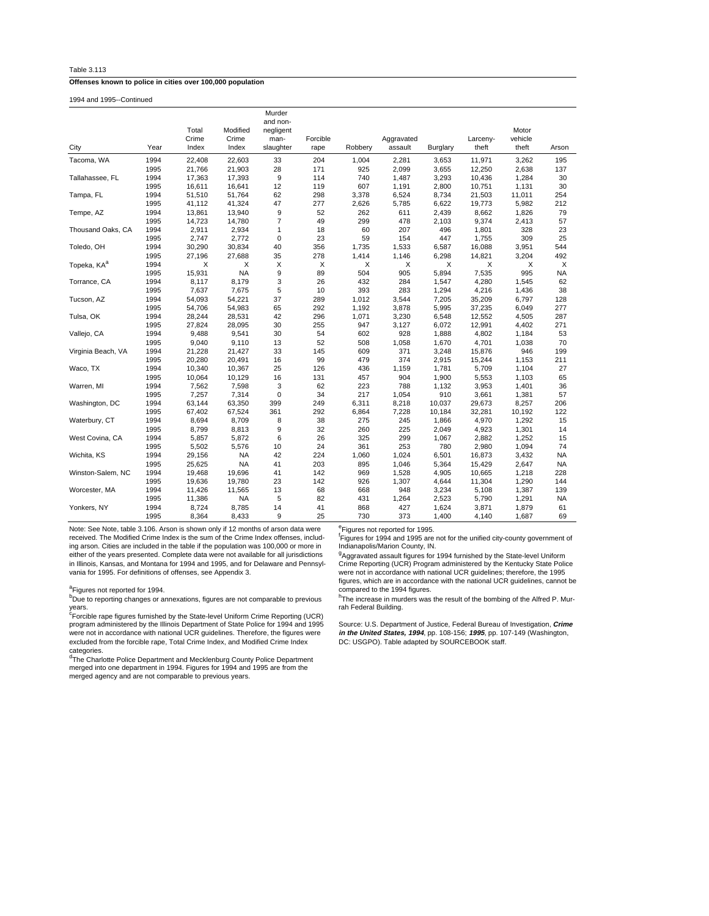Table 3.113

**Offenses known to police in cities over 100,000 population**

1994 and 1995--Continued

| City | Year | Total Crime Index | Modified Crime Index | Murder and non-negligent man-slaughter | Forcible rape | Robbery | Aggravated assault | Burglary | Larceny-theft | Motor vehicle theft | Arson |
|---|---|---|---|---|---|---|---|---|---|---|---|
| Tacoma, WA | 1994 | 22,408 | 22,603 | 33 | 204 | 1,004 | 2,281 | 3,653 | 11,971 | 3,262 | 195 |
| | 1995 | 21,766 | 21,903 | 28 | 171 | 925 | 2,099 | 3,655 | 12,250 | 2,638 | 137 |
| Tallahassee, FL | 1994 | 17,363 | 17,393 | 9 | 114 | 740 | 1,487 | 3,293 | 10,436 | 1,284 | 30 |
| | 1995 | 16,611 | 16,641 | 12 | 119 | 607 | 1,191 | 2,800 | 10,751 | 1,131 | 30 |
| Tampa, FL | 1994 | 51,510 | 51,764 | 62 | 298 | 3,378 | 6,524 | 8,734 | 21,503 | 11,011 | 254 |
| | 1995 | 41,112 | 41,324 | 47 | 277 | 2,626 | 5,785 | 6,622 | 19,773 | 5,982 | 212 |
| Tempe, AZ | 1994 | 13,861 | 13,940 | 9 | 52 | 262 | 611 | 2,439 | 8,662 | 1,826 | 79 |
| | 1995 | 14,723 | 14,780 | 7 | 49 | 299 | 478 | 2,103 | 9,374 | 2,413 | 57 |
| Thousand Oaks, CA | 1994 | 2,911 | 2,934 | 1 | 18 | 60 | 207 | 496 | 1,801 | 328 | 23 |
| | 1995 | 2,747 | 2,772 | 0 | 23 | 59 | 154 | 447 | 1,755 | 309 | 25 |
| Toledo, OH | 1994 | 30,290 | 30,834 | 40 | 356 | 1,735 | 1,533 | 6,587 | 16,088 | 3,951 | 544 |
| | 1995 | 27,196 | 27,688 | 35 | 278 | 1,414 | 1,146 | 6,298 | 14,821 | 3,204 | 492 |
| Topeka, KA[a] | 1994 | X | X | X | X | X | X | X | X | X | X |
| | 1995 | 15,931 | NA | 9 | 89 | 504 | 905 | 5,894 | 7,535 | 995 | NA |
| Torrance, CA | 1994 | 8,117 | 8,179 | 3 | 26 | 432 | 284 | 1,547 | 4,280 | 1,545 | 62 |
| | 1995 | 7,637 | 7,675 | 5 | 10 | 393 | 283 | 1,294 | 4,216 | 1,436 | 38 |
| Tucson, AZ | 1994 | 54,093 | 54,221 | 37 | 289 | 1,012 | 3,544 | 7,205 | 35,209 | 6,797 | 128 |
| | 1995 | 54,706 | 54,983 | 65 | 292 | 1,192 | 3,878 | 5,995 | 37,235 | 6,049 | 277 |
| Tulsa, OK | 1994 | 28,244 | 28,531 | 42 | 296 | 1,071 | 3,230 | 6,548 | 12,552 | 4,505 | 287 |
| | 1995 | 27,824 | 28,095 | 30 | 255 | 947 | 3,127 | 6,072 | 12,991 | 4,402 | 271 |
| Vallejo, CA | 1994 | 9,488 | 9,541 | 30 | 54 | 602 | 928 | 1,888 | 4,802 | 1,184 | 53 |
| | 1995 | 9,040 | 9,110 | 13 | 52 | 508 | 1,058 | 1,670 | 4,701 | 1,038 | 70 |
| Virginia Beach, VA | 1994 | 21,228 | 21,427 | 33 | 145 | 609 | 371 | 3,248 | 15,876 | 946 | 199 |
| | 1995 | 20,280 | 20,491 | 16 | 99 | 479 | 374 | 2,915 | 15,244 | 1,153 | 211 |
| Waco, TX | 1994 | 10,340 | 10,367 | 25 | 126 | 436 | 1,159 | 1,781 | 5,709 | 1,104 | 27 |
| | 1995 | 10,064 | 10,129 | 16 | 131 | 457 | 904 | 1,900 | 5,553 | 1,103 | 65 |
| Warren, MI | 1994 | 7,562 | 7,598 | 3 | 62 | 223 | 788 | 1,132 | 3,953 | 1,401 | 36 |
| | 1995 | 7,257 | 7,314 | 0 | 34 | 217 | 1,054 | 910 | 3,661 | 1,381 | 57 |
| Washington, DC | 1994 | 63,144 | 63,350 | 399 | 249 | 6,311 | 8,218 | 10,037 | 29,673 | 8,257 | 206 |
| | 1995 | 67,402 | 67,524 | 361 | 292 | 6,864 | 7,228 | 10,184 | 32,281 | 10,192 | 122 |
| Waterbury, CT | 1994 | 8,694 | 8,709 | 8 | 38 | 275 | 245 | 1,866 | 4,970 | 1,292 | 15 |
| | 1995 | 8,799 | 8,813 | 9 | 32 | 260 | 225 | 2,049 | 4,923 | 1,301 | 14 |
| West Covina, CA | 1994 | 5,857 | 5,872 | 6 | 26 | 325 | 299 | 1,067 | 2,882 | 1,252 | 15 |
| | 1995 | 5,502 | 5,576 | 10 | 24 | 361 | 253 | 780 | 2,980 | 1,094 | 74 |
| Wichita, KS | 1994 | 29,156 | NA | 42 | 224 | 1,060 | 1,024 | 6,501 | 16,873 | 3,432 | NA |
| | 1995 | 25,625 | NA | 41 | 203 | 895 | 1,046 | 5,364 | 15,429 | 2,647 | NA |
| Winston-Salem, NC | 1994 | 19,468 | 19,696 | 41 | 142 | 969 | 1,528 | 4,905 | 10,665 | 1,218 | 228 |
| | 1995 | 19,636 | 19,780 | 23 | 142 | 926 | 1,307 | 4,644 | 11,304 | 1,290 | 144 |
| Worcester, MA | 1994 | 11,426 | 11,565 | 13 | 68 | 668 | 948 | 3,234 | 5,108 | 1,387 | 139 |
| | 1995 | 11,386 | NA | 5 | 82 | 431 | 1,264 | 2,523 | 5,790 | 1,291 | NA |
| Yonkers, NY | 1994 | 8,724 | 8,785 | 14 | 41 | 868 | 427 | 1,624 | 3,871 | 1,879 | 61 |
| | 1995 | 8,364 | 8,433 | 9 | 25 | 730 | 373 | 1,400 | 4,140 | 1,687 | 69 |

Note: See Note, table 3.106. Arson is shown only if 12 months of arson data were received. The Modified Crime Index is the sum of the Crime Index offenses, including arson. Cities are included in the table if the population was 100,000 or more in either of the years presented. Complete data were not available for all jurisdictions in Illinois, Kansas, and Montana for 1994 and 1995, and for Delaware and Pennsylvania for 1995. For definitions of offenses, see Appendix 3.

[a]Figures not reported for 1994.

[b]Due to reporting changes or annexations, figures are not comparable to previous years.

[c]Forcible rape figures furnished by the State-level Uniform Crime Reporting (UCR) program administered by the Illinois Department of State Police for 1994 and 1995 were not in accordance with national UCR guidelines. Therefore, the figures were excluded from the forcible rape, Total Crime Index, and Modified Crime Index categories.

[d]The Charlotte Police Department and Mecklenburg County Police Department merged into one department in 1994. Figures for 1994 and 1995 are from the merged agency and are not comparable to previous years.

[e]Figures not reported for 1995.

[f]Figures for 1994 and 1995 are not for the unified city-county government of Indianapolis/Marion County, IN.

[g]Aggravated assault figures for 1994 furnished by the State-level Uniform Crime Reporting (UCR) Program administered by the Kentucky State Police were not in accordance with national UCR guidelines; therefore, the 1995 figures, which are in accordance with the national UCR guidelines, cannot be compared to the 1994 figures.

[h]The increase in murders was the result of the bombing of the Alfred P. Murrah Federal Building.

Source: U.S. Department of Justice, Federal Bureau of Investigation, ***Crime in the United States, 1994***, pp. 108-156; ***1995***, pp. 107-149 (Washington, DC: USGPO). Table adapted by SOURCEBOOK staff.